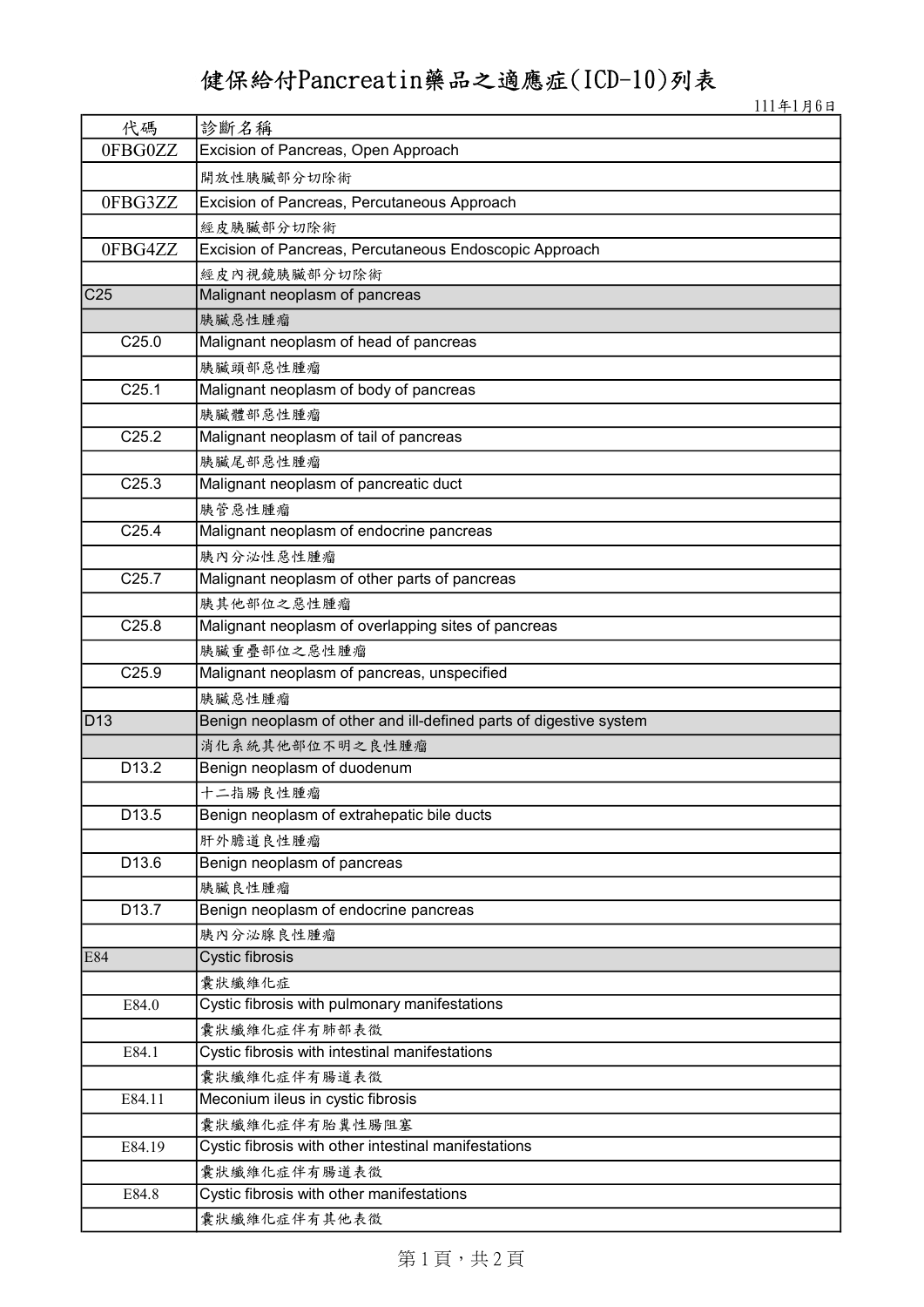# 健保給付Pancreatin藥品之適應症(ICD-10)列表

111年1月6日

| 代碼 | 診斷名稱 |
|---|---|
| 0FBG0ZZ | Excision of Pancreas, Open Approach |
| | 開放性胰臟部分切除術 |
| 0FBG3ZZ | Excision of Pancreas, Percutaneous Approach |
| | 經皮胰臟部分切除術 |
| 0FBG4ZZ | Excision of Pancreas, Percutaneous Endoscopic Approach |
| | 經皮內視鏡胰臟部分切除術 |
| C25 | Malignant neoplasm of pancreas |
| | 胰臟惡性腫瘤 |
| C25.0 | Malignant neoplasm of head of pancreas |
| | 胰臟頭部惡性腫瘤 |
| C25.1 | Malignant neoplasm of body of pancreas |
| | 胰臟體部惡性腫瘤 |
| C25.2 | Malignant neoplasm of tail of pancreas |
| | 胰臟尾部惡性腫瘤 |
| C25.3 | Malignant neoplasm of pancreatic duct |
| | 胰管惡性腫瘤 |
| C25.4 | Malignant neoplasm of endocrine pancreas |
| | 胰內分泌性惡性腫瘤 |
| C25.7 | Malignant neoplasm of other parts of pancreas |
| | 胰其他部位之惡性腫瘤 |
| C25.8 | Malignant neoplasm of overlapping sites of pancreas |
| | 胰臟重疊部位之惡性腫瘤 |
| C25.9 | Malignant neoplasm of pancreas, unspecified |
| | 胰臟惡性腫瘤 |
| D13 | Benign neoplasm of other and ill-defined parts of digestive system |
| | 消化系統其他部位不明之良性腫瘤 |
| D13.2 | Benign neoplasm of duodenum |
| | 十二指腸良性腫瘤 |
| D13.5 | Benign neoplasm of extrahepatic bile ducts |
| | 肝外膽道良性腫瘤 |
| D13.6 | Benign neoplasm of pancreas |
| | 胰臟良性腫瘤 |
| D13.7 | Benign neoplasm of endocrine pancreas |
| | 胰內分泌腺良性腫瘤 |
| E84 | Cystic fibrosis |
| | 囊狀纖維化症 |
| E84.0 | Cystic fibrosis with pulmonary manifestations |
| | 囊狀纖維化症伴有肺部表徵 |
| E84.1 | Cystic fibrosis with intestinal manifestations |
| | 囊狀纖維化症伴有腸道表徵 |
| E84.11 | Meconium ileus in cystic fibrosis |
| | 囊狀纖維化症伴有胎糞性腸阻塞 |
| E84.19 | Cystic fibrosis with other intestinal manifestations |
| | 囊狀纖維化症伴有腸道表徵 |
| E84.8 | Cystic fibrosis with other manifestations |
| | 囊狀纖維化症伴有其他表徵 |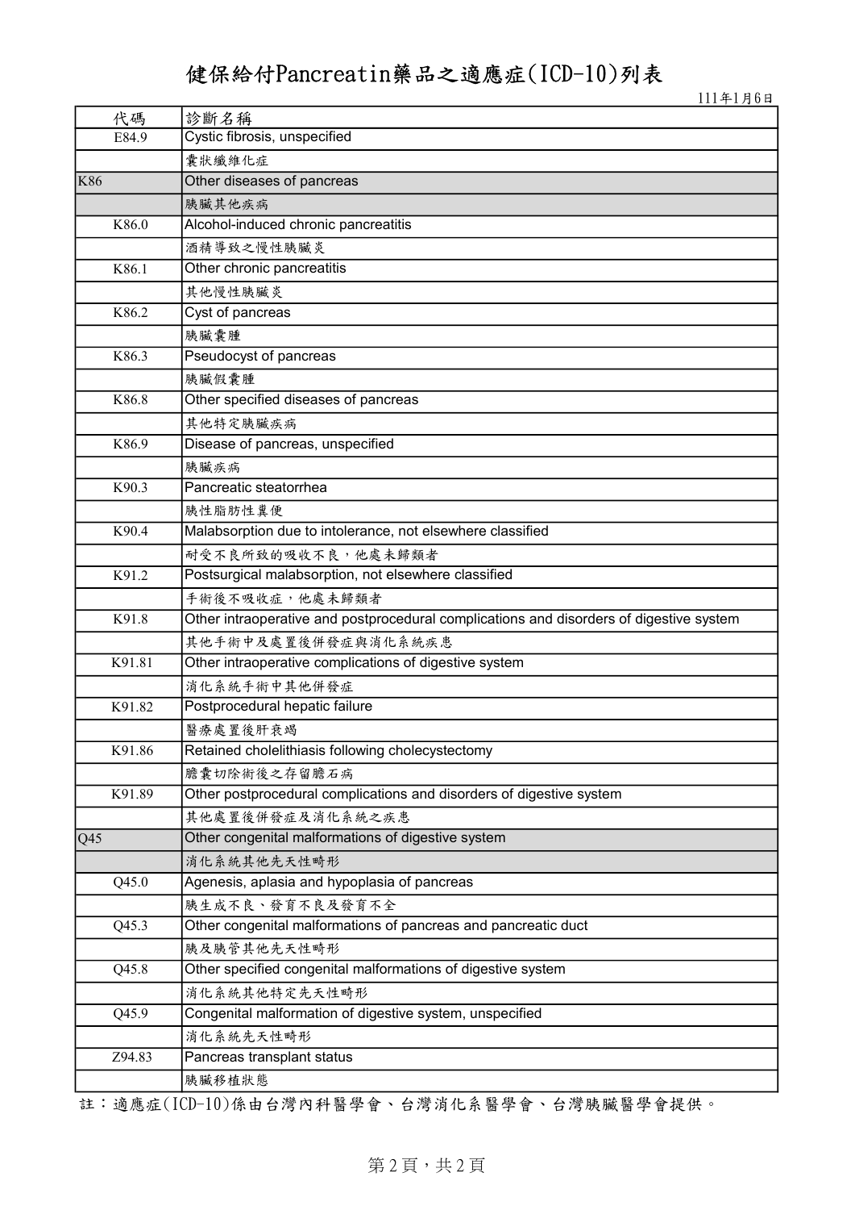# 健保給付Pancreatin藥品之適應症(ICD-10)列表

111年1月6日

| 代碼 | 診斷名稱 |
| --- | --- |
| E84.9 | Cystic fibrosis, unspecified |
| | 囊狀纖維化症 |
| K86 | Other diseases of pancreas |
| | 胰臟其他疾病 |
| K86.0 | Alcohol-induced chronic pancreatitis |
| | 酒精導致之慢性胰臟炎 |
| K86.1 | Other chronic pancreatitis |
| | 其他慢性胰臟炎 |
| K86.2 | Cyst of pancreas |
| | 胰臟囊腫 |
| K86.3 | Pseudocyst of pancreas |
| | 胰臟假囊腫 |
| K86.8 | Other specified diseases of pancreas |
| | 其他特定胰臟疾病 |
| K86.9 | Disease of pancreas, unspecified |
| | 胰臟疾病 |
| K90.3 | Pancreatic steatorrhea |
| | 胰性脂肪性糞便 |
| K90.4 | Malabsorption due to intolerance, not elsewhere classified |
| | 耐受不良所致的吸收不良，他處未歸類者 |
| K91.2 | Postsurgical malabsorption, not elsewhere classified |
| | 手術後不吸收症，他處未歸類者 |
| K91.8 | Other intraoperative and postprocedural complications and disorders of digestive system |
| | 其他手術中及處置後併發症與消化系統疾患 |
| K91.81 | Other intraoperative complications of digestive system |
| | 消化系統手術中其他併發症 |
| K91.82 | Postprocedural hepatic failure |
| | 醫療處置後肝衰竭 |
| K91.86 | Retained cholelithiasis following cholecystectomy |
| | 膽囊切除術後之存留膽石病 |
| K91.89 | Other postprocedural complications and disorders of digestive system |
| | 其他處置後併發症及消化系統之疾患 |
| Q45 | Other congenital malformations of digestive system |
| | 消化系統其他先天性畸形 |
| Q45.0 | Agenesis, aplasia and hypoplasia of pancreas |
| | 胰生成不良、發育不良及發育不全 |
| Q45.3 | Other congenital malformations of pancreas and pancreatic duct |
| | 胰及胰管其他先天性畸形 |
| Q45.8 | Other specified congenital malformations of digestive system |
| | 消化系統其他特定先天性畸形 |
| Q45.9 | Congenital malformation of digestive system, unspecified |
| | 消化系統先天性畸形 |
| Z94.83 | Pancreas transplant status |
| | 胰臟移植狀態 |

註：適應症(ICD-10)係由台灣內科醫學會、台灣消化系醫學會、台灣胰臟醫學會提供。